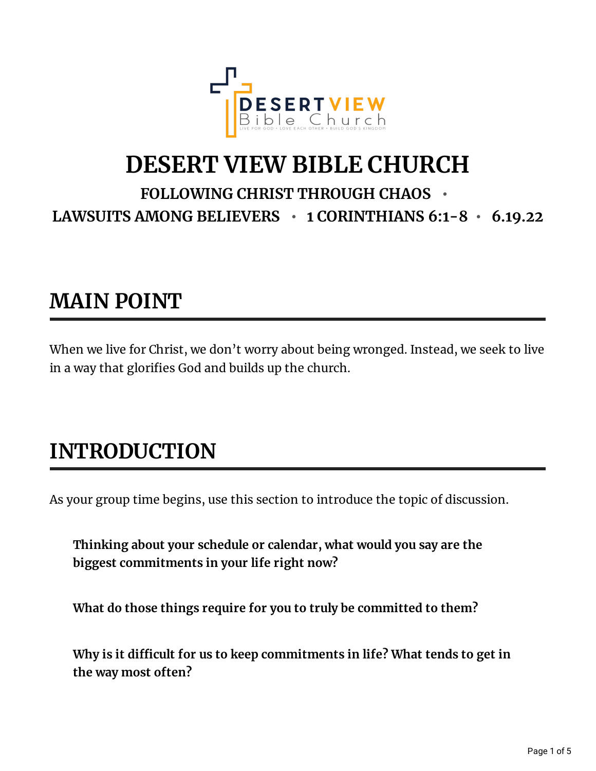# DESERT VIEW BIBLE CHURCH

### FOLLOWING CHRIST THROUGH CHAOS •

### LAWSUITS AMONG BELIEVERS • 1 CORINTHIANS 6:1-8 • 6.19.22

## MAIN POINT

When we live for Christ, we don't worry about being wronged. Instead, we seek to live in a way that glorifies God and builds up the church.

## INTRODUCTION

As your group time begins, use this section to introduce the topic of discussion.

**Thinking about your schedule or calendar, what would you say are the biggest commitments in your life right now?**

**What do those things require for you to truly be committed to them?**

**Why is it difficult for us to keep commitments in life? What tends to get in the way most often?**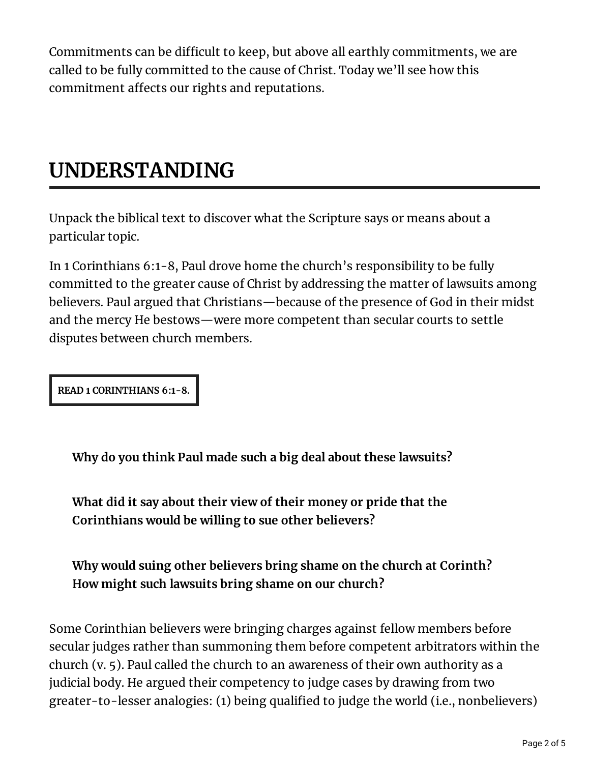Commitments can be difficult to keep, but above all earthly commitments, we are called to be fully committed to the cause of Christ. Today we'll see how this commitment affects our rights and reputations.

# UNDERSTANDING

Unpack the biblical text to discover what the Scripture says or means about a particular topic.

In 1 Corinthians 6:1-8, Paul drove home the church's responsibility to be fully committed to the greater cause of Christ by addressing the matter of lawsuits among believers. Paul argued that Christians—because of the presence of God in their midst and the mercy He bestows—were more competent than secular courts to settle disputes between church members.

**READ 1 CORINTHIANS 6:1-8.**

**Why do you think Paul made such a big deal about these lawsuits?**

**What did it say about their view of their money or pride that the Corinthians would be willing to sue other believers?**

**Why would suing other believers bring shame on the church at Corinth? How might such lawsuits bring shame on our church?**

Some Corinthian believers were bringing charges against fellow members before secular judges rather than summoning them before competent arbitrators within the church (v. 5). Paul called the church to an awareness of their own authority as a judicial body. He argued their competency to judge cases by drawing from two greater-to-lesser analogies: (1) being qualified to judge the world (i.e., nonbelievers)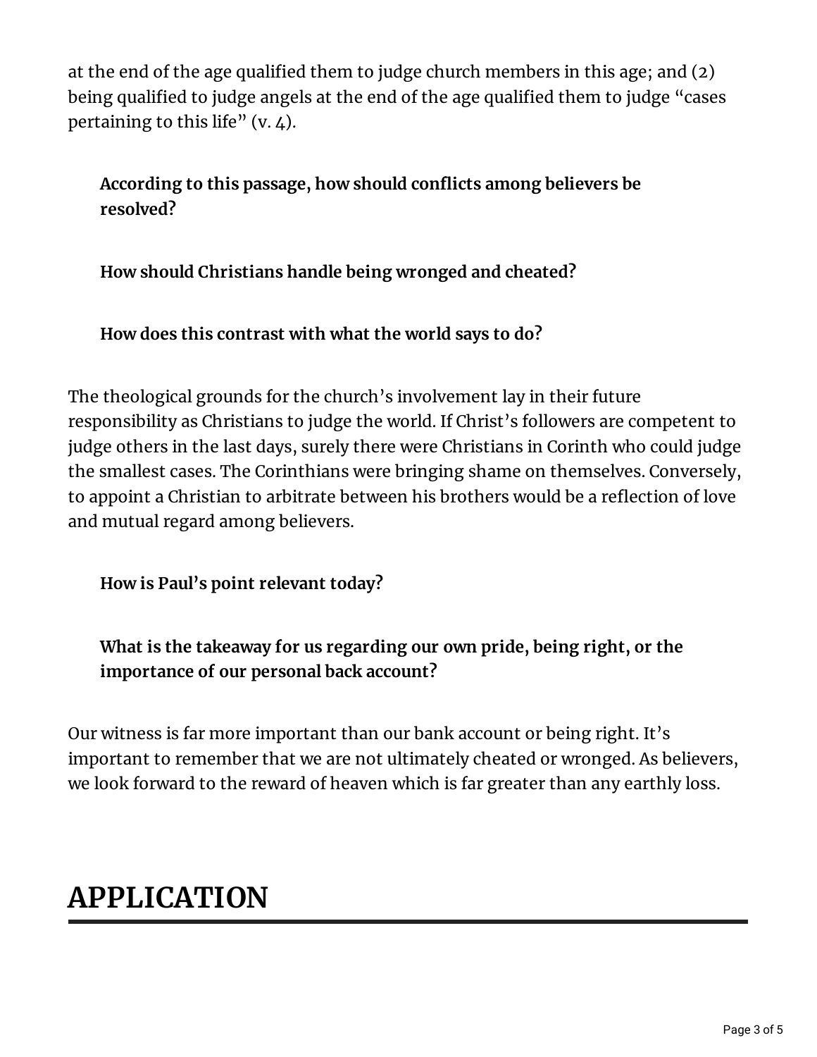at the end of the age qualified them to judge church members in this age; and (2) being qualified to judge angels at the end of the age qualified them to judge "cases pertaining to this life" (v. 4).

> **According to this passage, how should conflicts among believers be resolved?**
>
> **How should Christians handle being wronged and cheated?**
>
> **How does this contrast with what the world says to do?**

The theological grounds for the church's involvement lay in their future responsibility as Christians to judge the world. If Christ's followers are competent to judge others in the last days, surely there were Christians in Corinth who could judge the smallest cases. The Corinthians were bringing shame on themselves. Conversely, to appoint a Christian to arbitrate between his brothers would be a reflection of love and mutual regard among believers.

> **How is Paul's point relevant today?**
>
> **What is the takeaway for us regarding our own pride, being right, or the importance of our personal back account?**

Our witness is far more important than our bank account or being right. It's important to remember that we are not ultimately cheated or wronged. As believers, we look forward to the reward of heaven which is far greater than any earthly loss.

# APPLICATION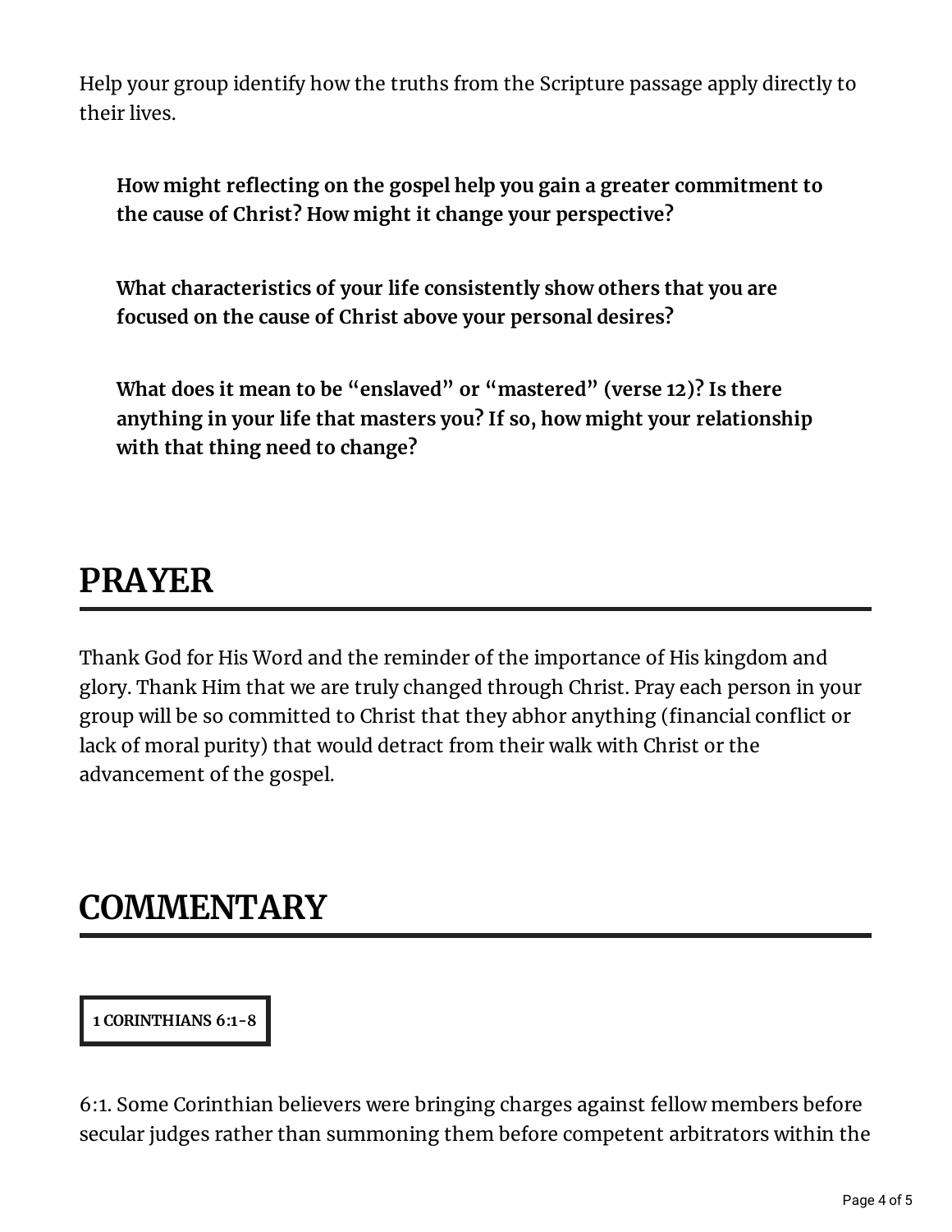Help your group identify how the truths from the Scripture passage apply directly to their lives.

**How might reflecting on the gospel help you gain a greater commitment to the cause of Christ? How might it change your perspective?**

**What characteristics of your life consistently show others that you are focused on the cause of Christ above your personal desires?**

**What does it mean to be "enslaved" or "mastered" (verse 12)? Is there anything in your life that masters you? If so, how might your relationship with that thing need to change?**

# PRAYER

Thank God for His Word and the reminder of the importance of His kingdom and glory. Thank Him that we are truly changed through Christ. Pray each person in your group will be so committed to Christ that they abhor anything (financial conflict or lack of moral purity) that would detract from their walk with Christ or the advancement of the gospel.

# COMMENTARY

**1 CORINTHIANS 6:1-8**

6:1. Some Corinthian believers were bringing charges against fellow members before secular judges rather than summoning them before competent arbitrators within the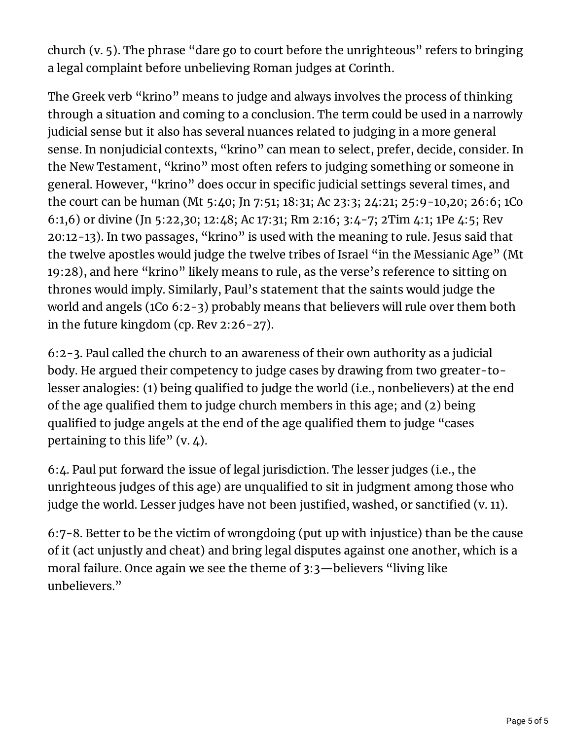church (v. 5). The phrase "dare go to court before the unrighteous" refers to bringing a legal complaint before unbelieving Roman judges at Corinth.

The Greek verb "krino" means to judge and always involves the process of thinking through a situation and coming to a conclusion. The term could be used in a narrowly judicial sense but it also has several nuances related to judging in a more general sense. In nonjudicial contexts, "krino" can mean to select, prefer, decide, consider. In the New Testament, "krino" most often refers to judging something or someone in general. However, "krino" does occur in specific judicial settings several times, and the court can be human (Mt 5:40; Jn 7:51; 18:31; Ac 23:3; 24:21; 25:9-10,20; 26:6; 1Co 6:1,6) or divine (Jn 5:22,30; 12:48; Ac 17:31; Rm 2:16; 3:4-7; 2Tim 4:1; 1Pe 4:5; Rev 20:12-13). In two passages, "krino" is used with the meaning to rule. Jesus said that the twelve apostles would judge the twelve tribes of Israel "in the Messianic Age" (Mt 19:28), and here "krino" likely means to rule, as the verse's reference to sitting on thrones would imply. Similarly, Paul's statement that the saints would judge the world and angels (1Co 6:2-3) probably means that believers will rule over them both in the future kingdom (cp. Rev 2:26-27).

6:2-3. Paul called the church to an awareness of their own authority as a judicial body. He argued their competency to judge cases by drawing from two greater-to-lesser analogies: (1) being qualified to judge the world (i.e., nonbelievers) at the end of the age qualified them to judge church members in this age; and (2) being qualified to judge angels at the end of the age qualified them to judge "cases pertaining to this life" (v. 4).

6:4. Paul put forward the issue of legal jurisdiction. The lesser judges (i.e., the unrighteous judges of this age) are unqualified to sit in judgment among those who judge the world. Lesser judges have not been justified, washed, or sanctified (v. 11).

6:7-8. Better to be the victim of wrongdoing (put up with injustice) than be the cause of it (act unjustly and cheat) and bring legal disputes against one another, which is a moral failure. Once again we see the theme of 3:3—believers "living like unbelievers."